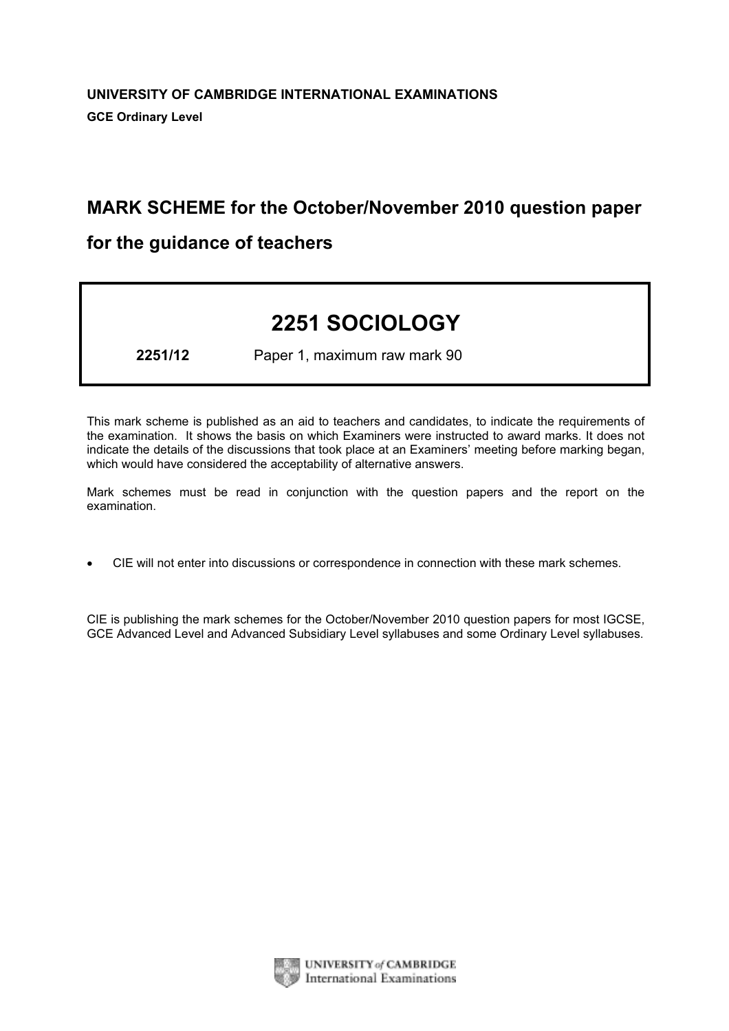**UNIVERSITY OF CAMBRIDGE INTERNATIONAL EXAMINATIONS**

**GCE Ordinary Level**

## MARK SCHEME for the October/November 2010 question paper

## for the guidance of teachers

# 2251 SOCIOLOGY

**2251/12** Paper 1, maximum raw mark 90

This mark scheme is published as an aid to teachers and candidates, to indicate the requirements of the examination. It shows the basis on which Examiners were instructed to award marks. It does not indicate the details of the discussions that took place at an Examiners' meeting before marking began, which would have considered the acceptability of alternative answers.

Mark schemes must be read in conjunction with the question papers and the report on the examination.

- CIE will not enter into discussions or correspondence in connection with these mark schemes.

CIE is publishing the mark schemes for the October/November 2010 question papers for most IGCSE, GCE Advanced Level and Advanced Subsidiary Level syllabuses and some Ordinary Level syllabuses.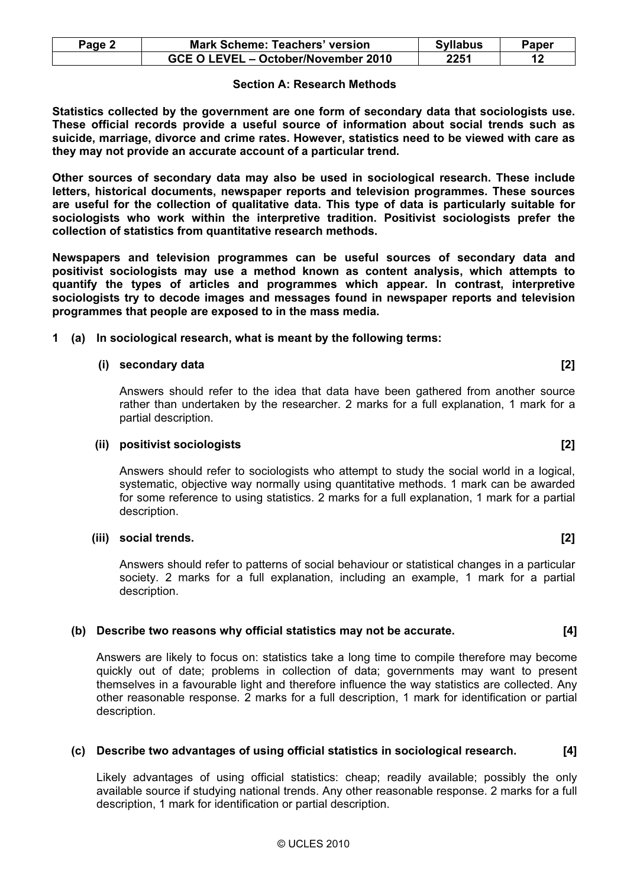## Section A: Research Methods

**Statistics collected by the government are one form of secondary data that sociologists use. These official records provide a useful source of information about social trends such as suicide, marriage, divorce and crime rates. However, statistics need to be viewed with care as they may not provide an accurate account of a particular trend.**

**Other sources of secondary data may also be used in sociological research. These include letters, historical documents, newspaper reports and television programmes. These sources are useful for the collection of qualitative data. This type of data is particularly suitable for sociologists who work within the interpretive tradition. Positivist sociologists prefer the collection of statistics from quantitative research methods.**

**Newspapers and television programmes can be useful sources of secondary data and positivist sociologists may use a method known as content analysis, which attempts to quantify the types of articles and programmes which appear. In contrast, interpretive sociologists try to decode images and messages found in newspaper reports and television programmes that people are exposed to in the mass media.**

**1 (a) In sociological research, what is meant by the following terms:**

**(i) secondary data [2]**

Answers should refer to the idea that data have been gathered from another source rather than undertaken by the researcher. 2 marks for a full explanation, 1 mark for a partial description.

**(ii) positivist sociologists [2]**

Answers should refer to sociologists who attempt to study the social world in a logical, systematic, objective way normally using quantitative methods. 1 mark can be awarded for some reference to using statistics. 2 marks for a full explanation, 1 mark for a partial description.

**(iii) social trends. [2]**

Answers should refer to patterns of social behaviour or statistical changes in a particular society. 2 marks for a full explanation, including an example, 1 mark for a partial description.

**(b) Describe two reasons why official statistics may not be accurate. [4]**

Answers are likely to focus on: statistics take a long time to compile therefore may become quickly out of date; problems in collection of data; governments may want to present themselves in a favourable light and therefore influence the way statistics are collected. Any other reasonable response. 2 marks for a full description, 1 mark for identification or partial description.

**(c) Describe two advantages of using official statistics in sociological research. [4]**

Likely advantages of using official statistics: cheap; readily available; possibly the only available source if studying national trends. Any other reasonable response. 2 marks for a full description, 1 mark for identification or partial description.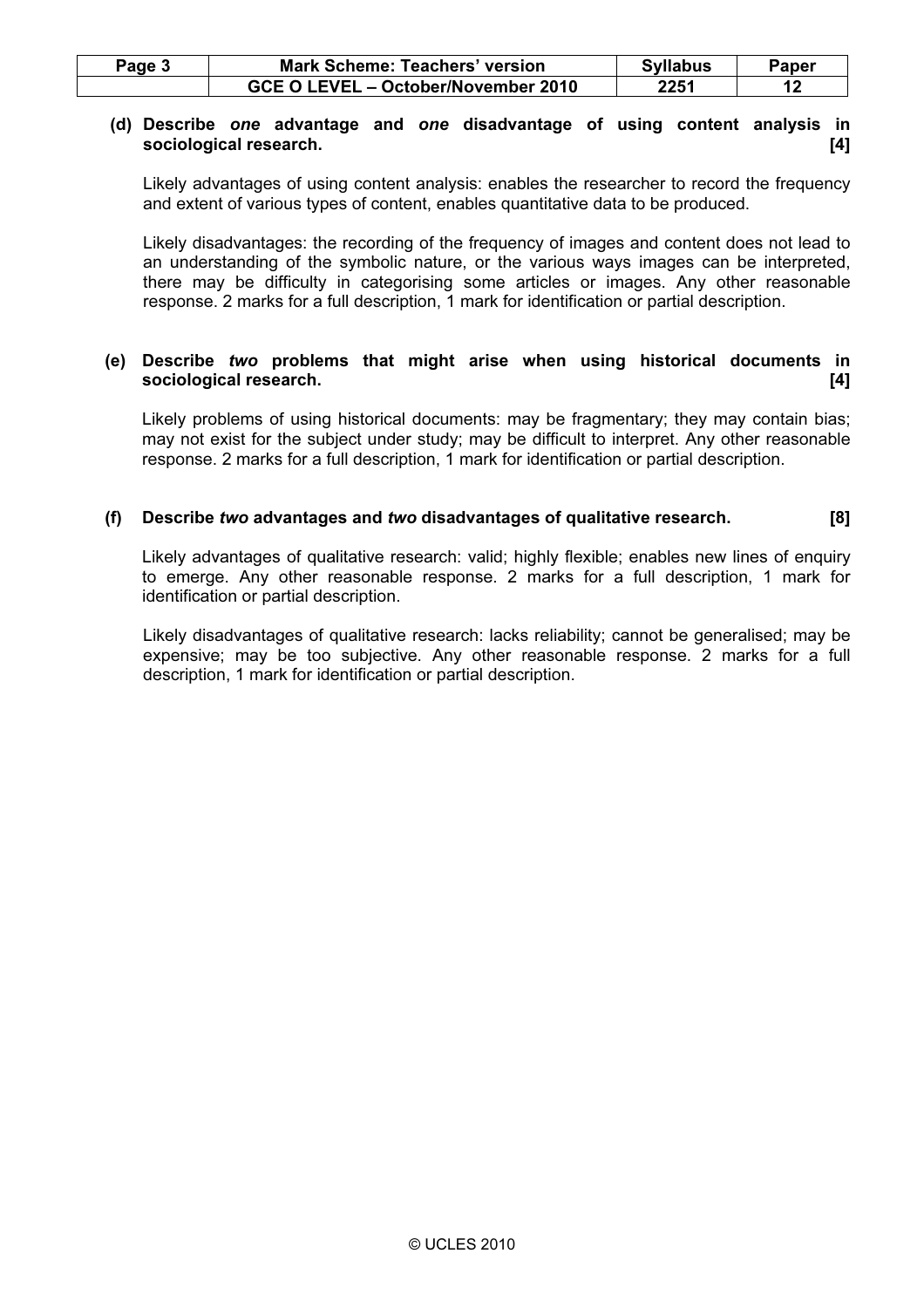**(d) Describe *one* advantage and *one* disadvantage of using content analysis in sociological research. [4]**

Likely advantages of using content analysis: enables the researcher to record the frequency and extent of various types of content, enables quantitative data to be produced.

Likely disadvantages: the recording of the frequency of images and content does not lead to an understanding of the symbolic nature, or the various ways images can be interpreted, there may be difficulty in categorising some articles or images. Any other reasonable response. 2 marks for a full description, 1 mark for identification or partial description.

**(e) Describe *two* problems that might arise when using historical documents in sociological research. [4]**

Likely problems of using historical documents: may be fragmentary; they may contain bias; may not exist for the subject under study; may be difficult to interpret. Any other reasonable response. 2 marks for a full description, 1 mark for identification or partial description.

**(f) Describe *two* advantages and *two* disadvantages of qualitative research. [8]**

Likely advantages of qualitative research: valid; highly flexible; enables new lines of enquiry to emerge. Any other reasonable response. 2 marks for a full description, 1 mark for identification or partial description.

Likely disadvantages of qualitative research: lacks reliability; cannot be generalised; may be expensive; may be too subjective. Any other reasonable response. 2 marks for a full description, 1 mark for identification or partial description.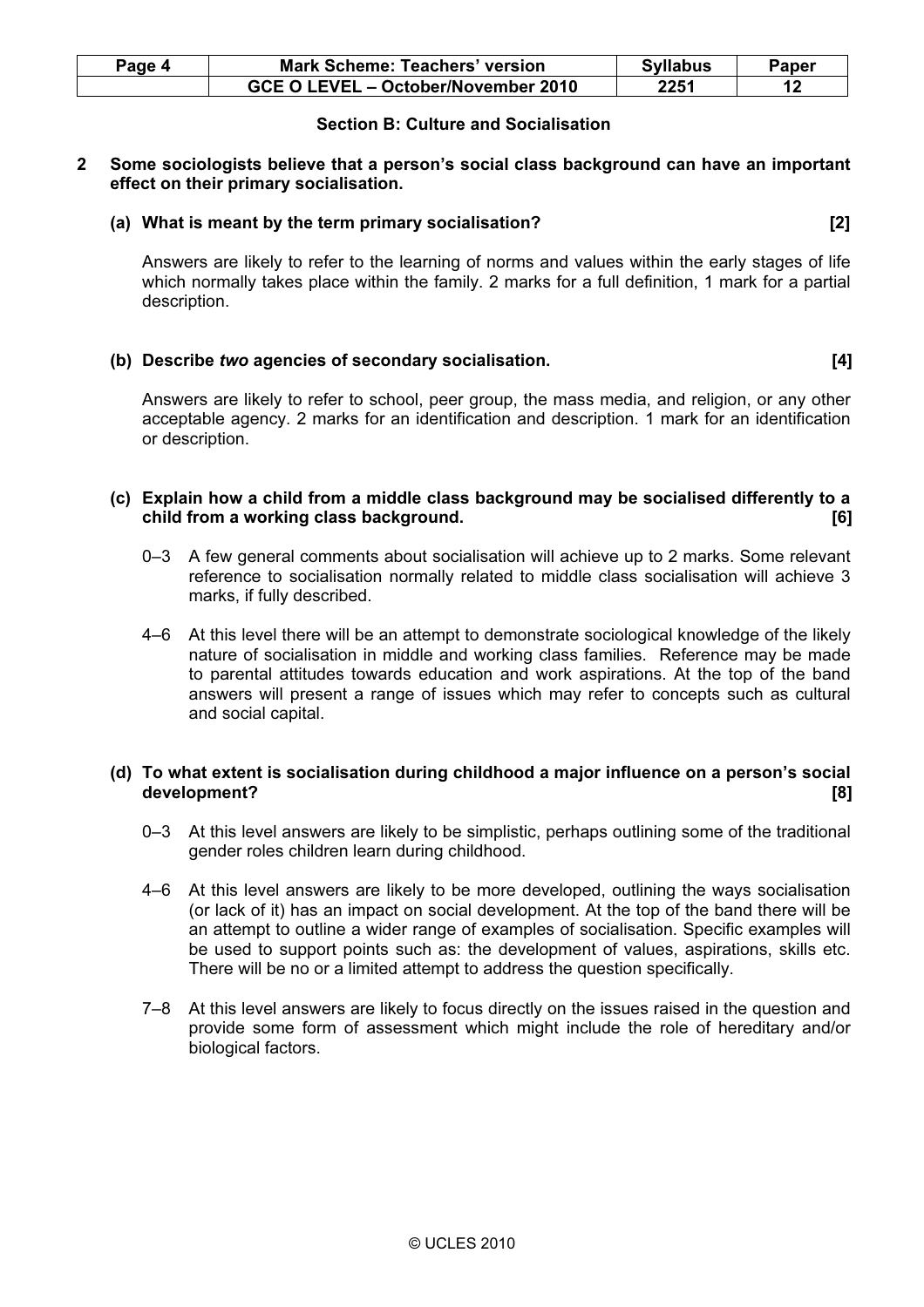## Section B: Culture and Socialisation

**2 Some sociologists believe that a person's social class background can have an important effect on their primary socialisation.**

**(a) What is meant by the term primary socialisation? [2]**

Answers are likely to refer to the learning of norms and values within the early stages of life which normally takes place within the family. 2 marks for a full definition, 1 mark for a partial description.

**(b) Describe *two* agencies of secondary socialisation. [4]**

Answers are likely to refer to school, peer group, the mass media, and religion, or any other acceptable agency. 2 marks for an identification and description. 1 mark for an identification or description.

**(c) Explain how a child from a middle class background may be socialised differently to a child from a working class background. [6]**

0–3 A few general comments about socialisation will achieve up to 2 marks. Some relevant reference to socialisation normally related to middle class socialisation will achieve 3 marks, if fully described.

4–6 At this level there will be an attempt to demonstrate sociological knowledge of the likely nature of socialisation in middle and working class families. Reference may be made to parental attitudes towards education and work aspirations. At the top of the band answers will present a range of issues which may refer to concepts such as cultural and social capital.

**(d) To what extent is socialisation during childhood a major influence on a person's social development? [8]**

0–3 At this level answers are likely to be simplistic, perhaps outlining some of the traditional gender roles children learn during childhood.

4–6 At this level answers are likely to be more developed, outlining the ways socialisation (or lack of it) has an impact on social development. At the top of the band there will be an attempt to outline a wider range of examples of socialisation. Specific examples will be used to support points such as: the development of values, aspirations, skills etc. There will be no or a limited attempt to address the question specifically.

7–8 At this level answers are likely to focus directly on the issues raised in the question and provide some form of assessment which might include the role of hereditary and/or biological factors.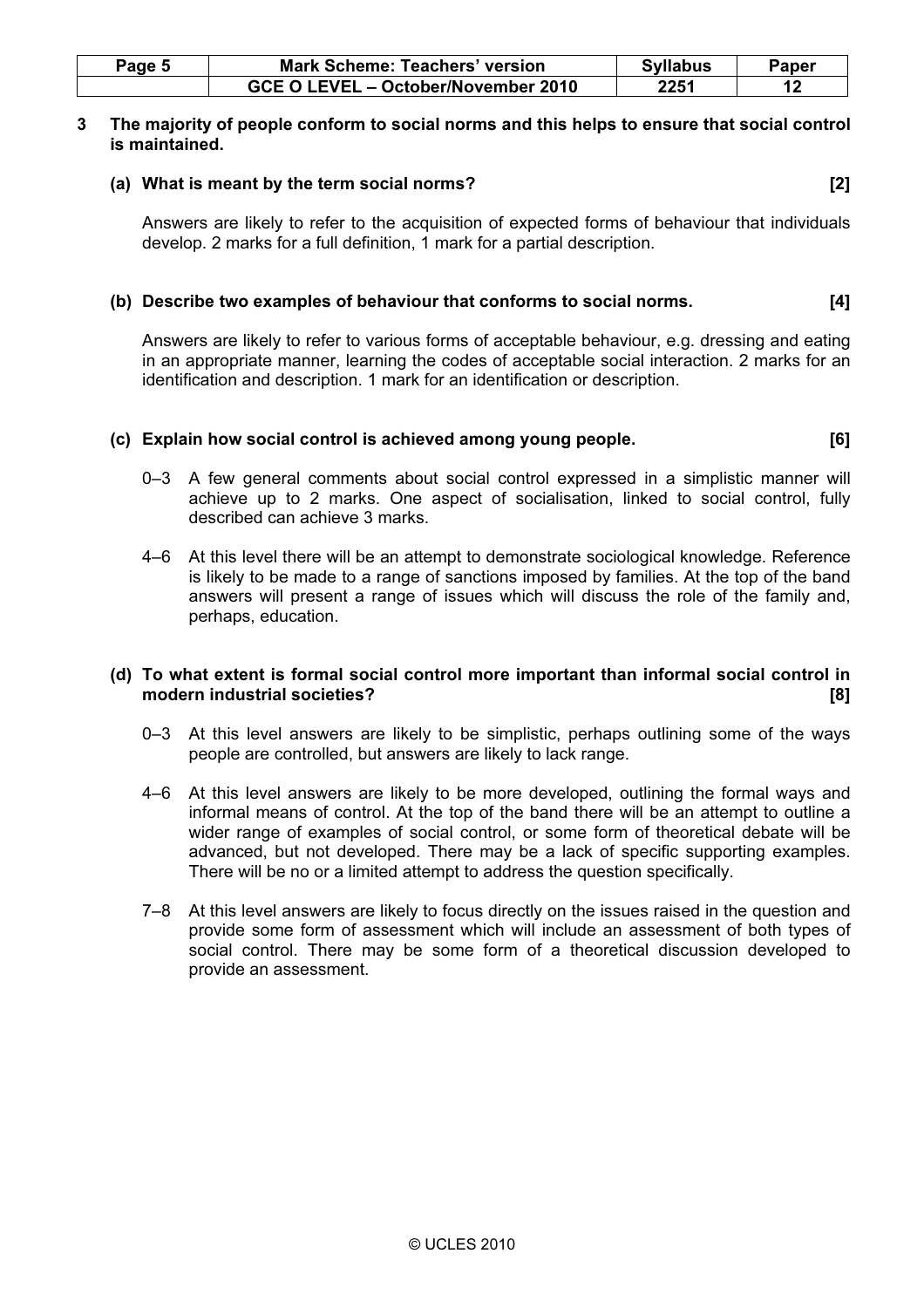**3 The majority of people conform to social norms and this helps to ensure that social control is maintained.**

**(a) What is meant by the term social norms? [2]**

Answers are likely to refer to the acquisition of expected forms of behaviour that individuals develop. 2 marks for a full definition, 1 mark for a partial description.

**(b) Describe two examples of behaviour that conforms to social norms. [4]**

Answers are likely to refer to various forms of acceptable behaviour, e.g. dressing and eating in an appropriate manner, learning the codes of acceptable social interaction. 2 marks for an identification and description. 1 mark for an identification or description.

**(c) Explain how social control is achieved among young people. [6]**

0–3 A few general comments about social control expressed in a simplistic manner will achieve up to 2 marks. One aspect of socialisation, linked to social control, fully described can achieve 3 marks.

4–6 At this level there will be an attempt to demonstrate sociological knowledge. Reference is likely to be made to a range of sanctions imposed by families. At the top of the band answers will present a range of issues which will discuss the role of the family and, perhaps, education.

**(d) To what extent is formal social control more important than informal social control in modern industrial societies? [8]**

0–3 At this level answers are likely to be simplistic, perhaps outlining some of the ways people are controlled, but answers are likely to lack range.

4–6 At this level answers are likely to be more developed, outlining the formal ways and informal means of control. At the top of the band there will be an attempt to outline a wider range of examples of social control, or some form of theoretical debate will be advanced, but not developed. There may be a lack of specific supporting examples. There will be no or a limited attempt to address the question specifically.

7–8 At this level answers are likely to focus directly on the issues raised in the question and provide some form of assessment which will include an assessment of both types of social control. There may be some form of a theoretical discussion developed to provide an assessment.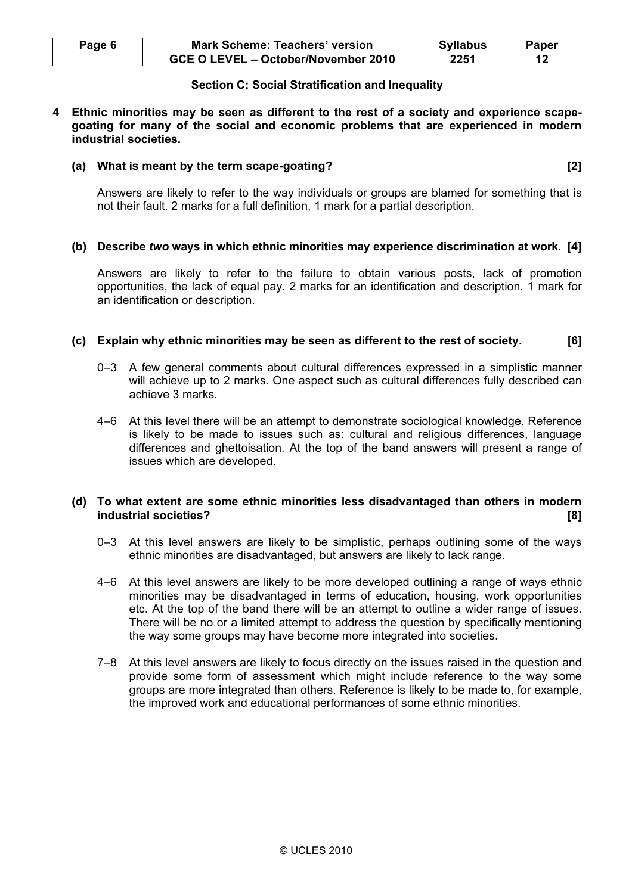## Section C: Social Stratification and Inequality

**4 Ethnic minorities may be seen as different to the rest of a society and experience scape-goating for many of the social and economic problems that are experienced in modern industrial societies.**

**(a) What is meant by the term scape-goating? [2]**

Answers are likely to refer to the way individuals or groups are blamed for something that is not their fault. 2 marks for a full definition, 1 mark for a partial description.

**(b) Describe *two* ways in which ethnic minorities may experience discrimination at work. [4]**

Answers are likely to refer to the failure to obtain various posts, lack of promotion opportunities, the lack of equal pay. 2 marks for an identification and description. 1 mark for an identification or description.

**(c) Explain why ethnic minorities may be seen as different to the rest of society. [6]**

0–3 A few general comments about cultural differences expressed in a simplistic manner will achieve up to 2 marks. One aspect such as cultural differences fully described can achieve 3 marks.

4–6 At this level there will be an attempt to demonstrate sociological knowledge. Reference is likely to be made to issues such as: cultural and religious differences, language differences and ghettoisation. At the top of the band answers will present a range of issues which are developed.

**(d) To what extent are some ethnic minorities less disadvantaged than others in modern industrial societies? [8]**

0–3 At this level answers are likely to be simplistic, perhaps outlining some of the ways ethnic minorities are disadvantaged, but answers are likely to lack range.

4–6 At this level answers are likely to be more developed outlining a range of ways ethnic minorities may be disadvantaged in terms of education, housing, work opportunities etc. At the top of the band there will be an attempt to outline a wider range of issues. There will be no or a limited attempt to address the question by specifically mentioning the way some groups may have become more integrated into societies.

7–8 At this level answers are likely to focus directly on the issues raised in the question and provide some form of assessment which might include reference to the way some groups are more integrated than others. Reference is likely to be made to, for example, the improved work and educational performances of some ethnic minorities.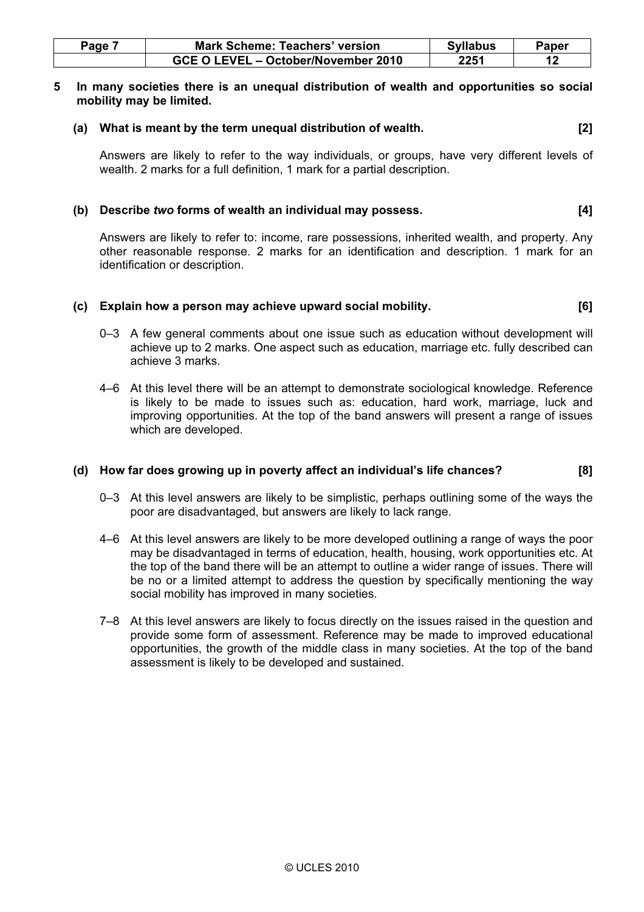**5 In many societies there is an unequal distribution of wealth and opportunities so social mobility may be limited.**

**(a) What is meant by the term unequal distribution of wealth. [2]**

Answers are likely to refer to the way individuals, or groups, have very different levels of wealth. 2 marks for a full definition, 1 mark for a partial description.

**(b) Describe *two* forms of wealth an individual may possess. [4]**

Answers are likely to refer to: income, rare possessions, inherited wealth, and property. Any other reasonable response. 2 marks for an identification and description. 1 mark for an identification or description.

**(c) Explain how a person may achieve upward social mobility. [6]**

0–3 A few general comments about one issue such as education without development will achieve up to 2 marks. One aspect such as education, marriage etc. fully described can achieve 3 marks.

4–6 At this level there will be an attempt to demonstrate sociological knowledge. Reference is likely to be made to issues such as: education, hard work, marriage, luck and improving opportunities. At the top of the band answers will present a range of issues which are developed.

**(d) How far does growing up in poverty affect an individual's life chances? [8]**

0–3 At this level answers are likely to be simplistic, perhaps outlining some of the ways the poor are disadvantaged, but answers are likely to lack range.

4–6 At this level answers are likely to be more developed outlining a range of ways the poor may be disadvantaged in terms of education, health, housing, work opportunities etc. At the top of the band there will be an attempt to outline a wider range of issues. There will be no or a limited attempt to address the question by specifically mentioning the way social mobility has improved in many societies.

7–8 At this level answers are likely to focus directly on the issues raised in the question and provide some form of assessment. Reference may be made to improved educational opportunities, the growth of the middle class in many societies. At the top of the band assessment is likely to be developed and sustained.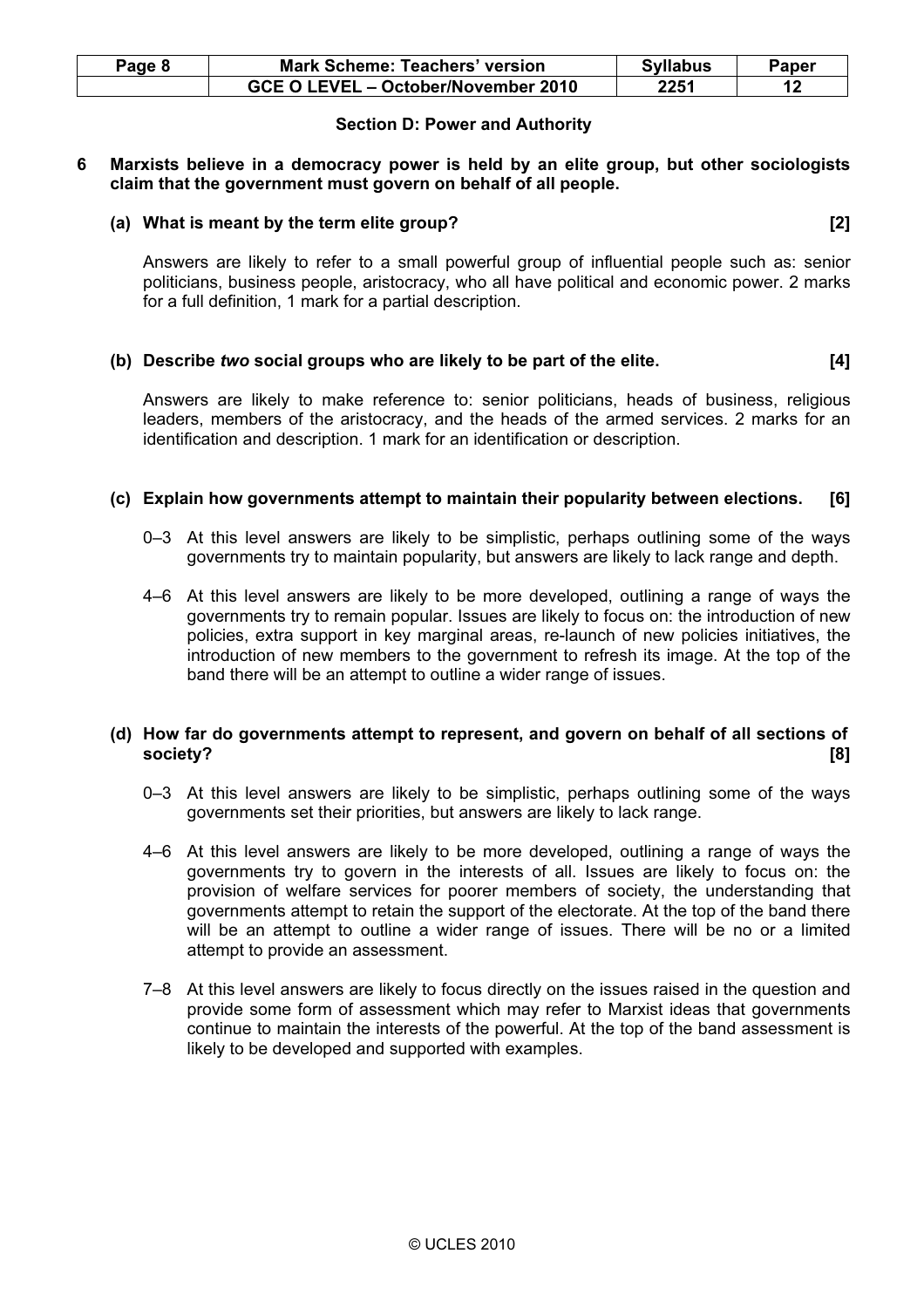## Section D: Power and Authority

**6 Marxists believe in a democracy power is held by an elite group, but other sociologists claim that the government must govern on behalf of all people.**

**(a) What is meant by the term elite group? [2]**

Answers are likely to refer to a small powerful group of influential people such as: senior politicians, business people, aristocracy, who all have political and economic power. 2 marks for a full definition, 1 mark for a partial description.

**(b) Describe *two* social groups who are likely to be part of the elite. [4]**

Answers are likely to make reference to: senior politicians, heads of business, religious leaders, members of the aristocracy, and the heads of the armed services. 2 marks for an identification and description. 1 mark for an identification or description.

**(c) Explain how governments attempt to maintain their popularity between elections. [6]**

0–3 At this level answers are likely to be simplistic, perhaps outlining some of the ways governments try to maintain popularity, but answers are likely to lack range and depth.

4–6 At this level answers are likely to be more developed, outlining a range of ways the governments try to remain popular. Issues are likely to focus on: the introduction of new policies, extra support in key marginal areas, re-launch of new policies initiatives, the introduction of new members to the government to refresh its image. At the top of the band there will be an attempt to outline a wider range of issues.

**(d) How far do governments attempt to represent, and govern on behalf of all sections of society? [8]**

0–3 At this level answers are likely to be simplistic, perhaps outlining some of the ways governments set their priorities, but answers are likely to lack range.

4–6 At this level answers are likely to be more developed, outlining a range of ways the governments try to govern in the interests of all. Issues are likely to focus on: the provision of welfare services for poorer members of society, the understanding that governments attempt to retain the support of the electorate. At the top of the band there will be an attempt to outline a wider range of issues. There will be no or a limited attempt to provide an assessment.

7–8 At this level answers are likely to focus directly on the issues raised in the question and provide some form of assessment which may refer to Marxist ideas that governments continue to maintain the interests of the powerful. At the top of the band assessment is likely to be developed and supported with examples.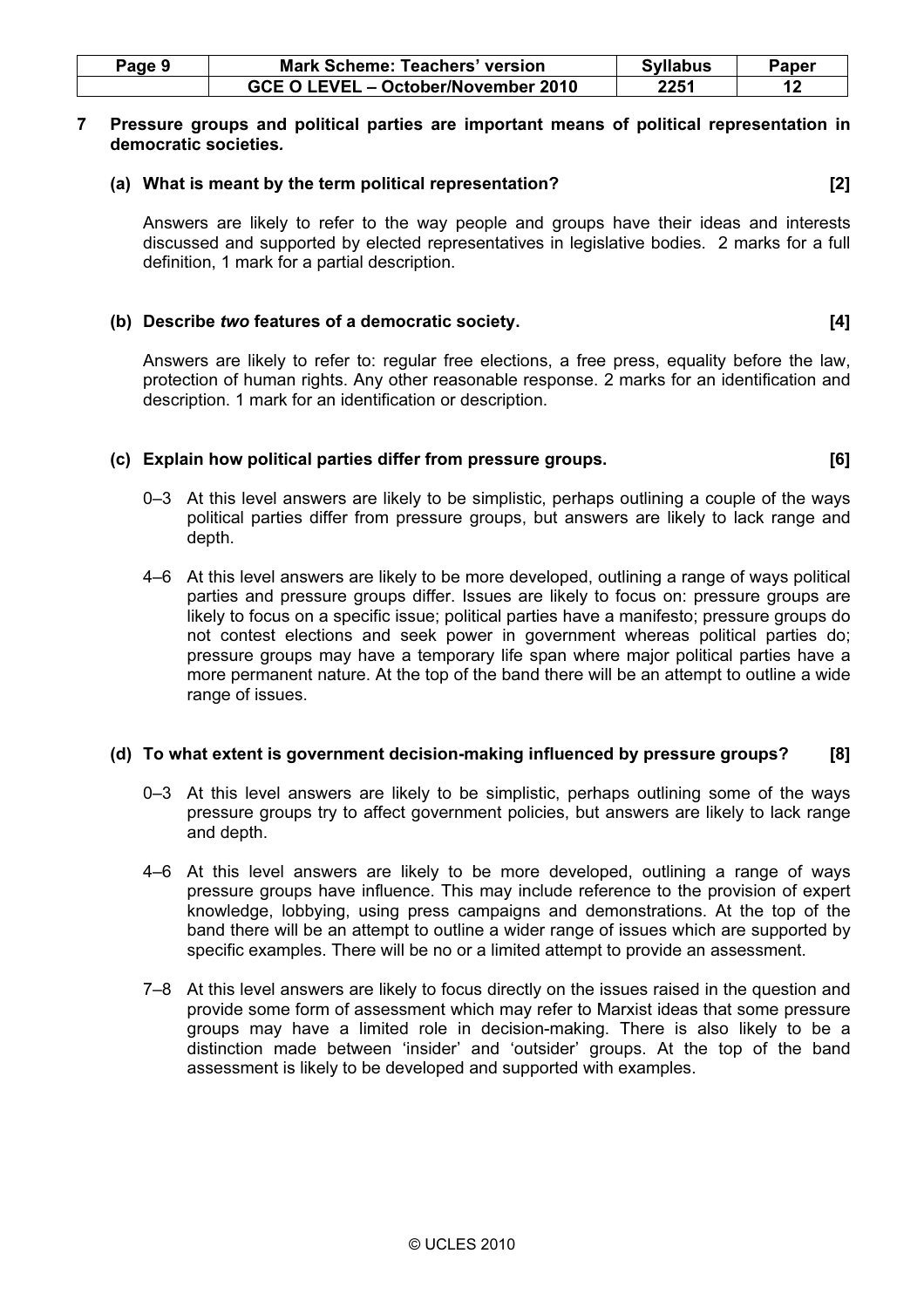**7 Pressure groups and political parties are important means of political representation in democratic societies.**

**(a) What is meant by the term political representation? [2]**

Answers are likely to refer to the way people and groups have their ideas and interests discussed and supported by elected representatives in legislative bodies. 2 marks for a full definition, 1 mark for a partial description.

**(b) Describe *two* features of a democratic society. [4]**

Answers are likely to refer to: regular free elections, a free press, equality before the law, protection of human rights. Any other reasonable response. 2 marks for an identification and description. 1 mark for an identification or description.

**(c) Explain how political parties differ from pressure groups. [6]**

0–3 At this level answers are likely to be simplistic, perhaps outlining a couple of the ways political parties differ from pressure groups, but answers are likely to lack range and depth.

4–6 At this level answers are likely to be more developed, outlining a range of ways political parties and pressure groups differ. Issues are likely to focus on: pressure groups are likely to focus on a specific issue; political parties have a manifesto; pressure groups do not contest elections and seek power in government whereas political parties do; pressure groups may have a temporary life span where major political parties have a more permanent nature. At the top of the band there will be an attempt to outline a wide range of issues.

**(d) To what extent is government decision-making influenced by pressure groups? [8]**

0–3 At this level answers are likely to be simplistic, perhaps outlining some of the ways pressure groups try to affect government policies, but answers are likely to lack range and depth.

4–6 At this level answers are likely to be more developed, outlining a range of ways pressure groups have influence. This may include reference to the provision of expert knowledge, lobbying, using press campaigns and demonstrations. At the top of the band there will be an attempt to outline a wider range of issues which are supported by specific examples. There will be no or a limited attempt to provide an assessment.

7–8 At this level answers are likely to focus directly on the issues raised in the question and provide some form of assessment which may refer to Marxist ideas that some pressure groups may have a limited role in decision-making. There is also likely to be a distinction made between 'insider' and 'outsider' groups. At the top of the band assessment is likely to be developed and supported with examples.